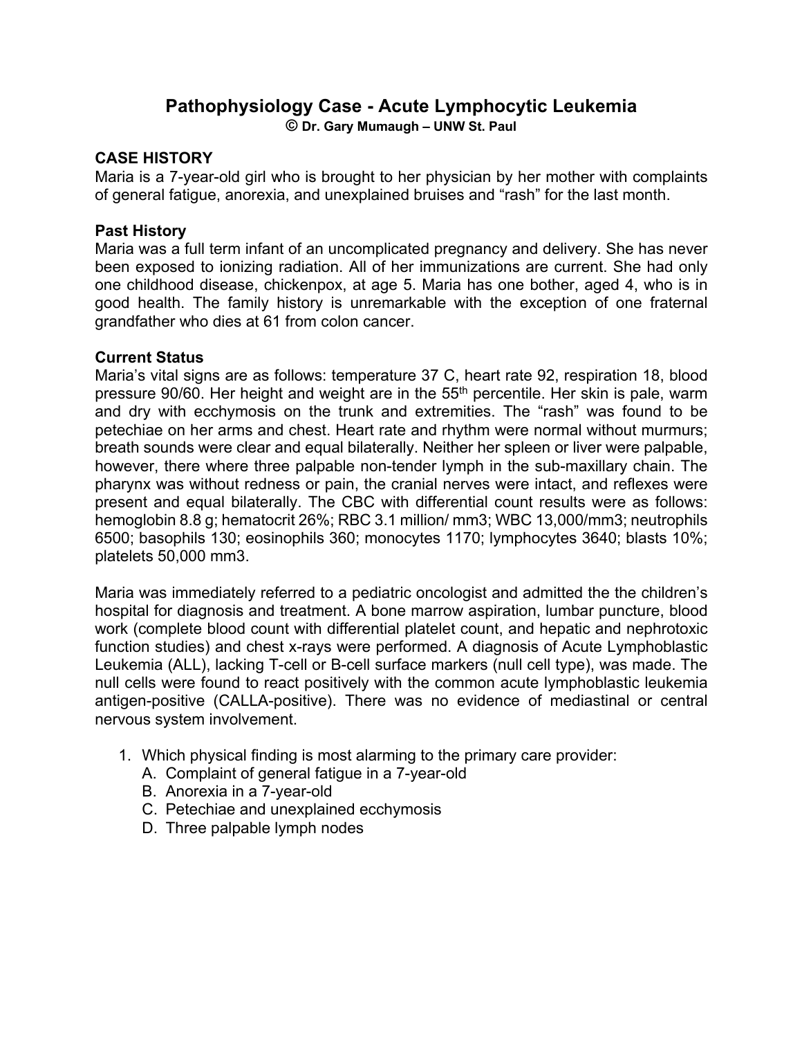# Pathophysiology Case - Acute Lymphocytic Leukemia

**© Dr. Gary Mumaugh – UNW St. Paul**

## CASE HISTORY

Maria is a 7-year-old girl who is brought to her physician by her mother with complaints of general fatigue, anorexia, and unexplained bruises and "rash" for the last month.

### Past History

Maria was a full term infant of an uncomplicated pregnancy and delivery. She has never been exposed to ionizing radiation. All of her immunizations are current. She had only one childhood disease, chickenpox, at age 5. Maria has one bother, aged 4, who is in good health. The family history is unremarkable with the exception of one fraternal grandfather who dies at 61 from colon cancer.

### Current Status

Maria's vital signs are as follows: temperature 37 C, heart rate 92, respiration 18, blood pressure 90/60. Her height and weight are in the 55th percentile. Her skin is pale, warm and dry with ecchymosis on the trunk and extremities. The "rash" was found to be petechiae on her arms and chest. Heart rate and rhythm were normal without murmurs; breath sounds were clear and equal bilaterally. Neither her spleen or liver were palpable, however, there where three palpable non-tender lymph in the sub-maxillary chain. The pharynx was without redness or pain, the cranial nerves were intact, and reflexes were present and equal bilaterally. The CBC with differential count results were as follows: hemoglobin 8.8 g; hematocrit 26%; RBC 3.1 million/ mm3; WBC 13,000/mm3; neutrophils 6500; basophils 130; eosinophils 360; monocytes 1170; lymphocytes 3640; blasts 10%; platelets 50,000 mm3.

Maria was immediately referred to a pediatric oncologist and admitted the the children's hospital for diagnosis and treatment. A bone marrow aspiration, lumbar puncture, blood work (complete blood count with differential platelet count, and hepatic and nephrotoxic function studies) and chest x-rays were performed. A diagnosis of Acute Lymphoblastic Leukemia (ALL), lacking T-cell or B-cell surface markers (null cell type), was made. The null cells were found to react positively with the common acute lymphoblastic leukemia antigen-positive (CALLA-positive). There was no evidence of mediastinal or central nervous system involvement.

1. Which physical finding is most alarming to the primary care provider:
   A. Complaint of general fatigue in a 7-year-old
   B. Anorexia in a 7-year-old
   C. Petechiae and unexplained ecchymosis
   D. Three palpable lymph nodes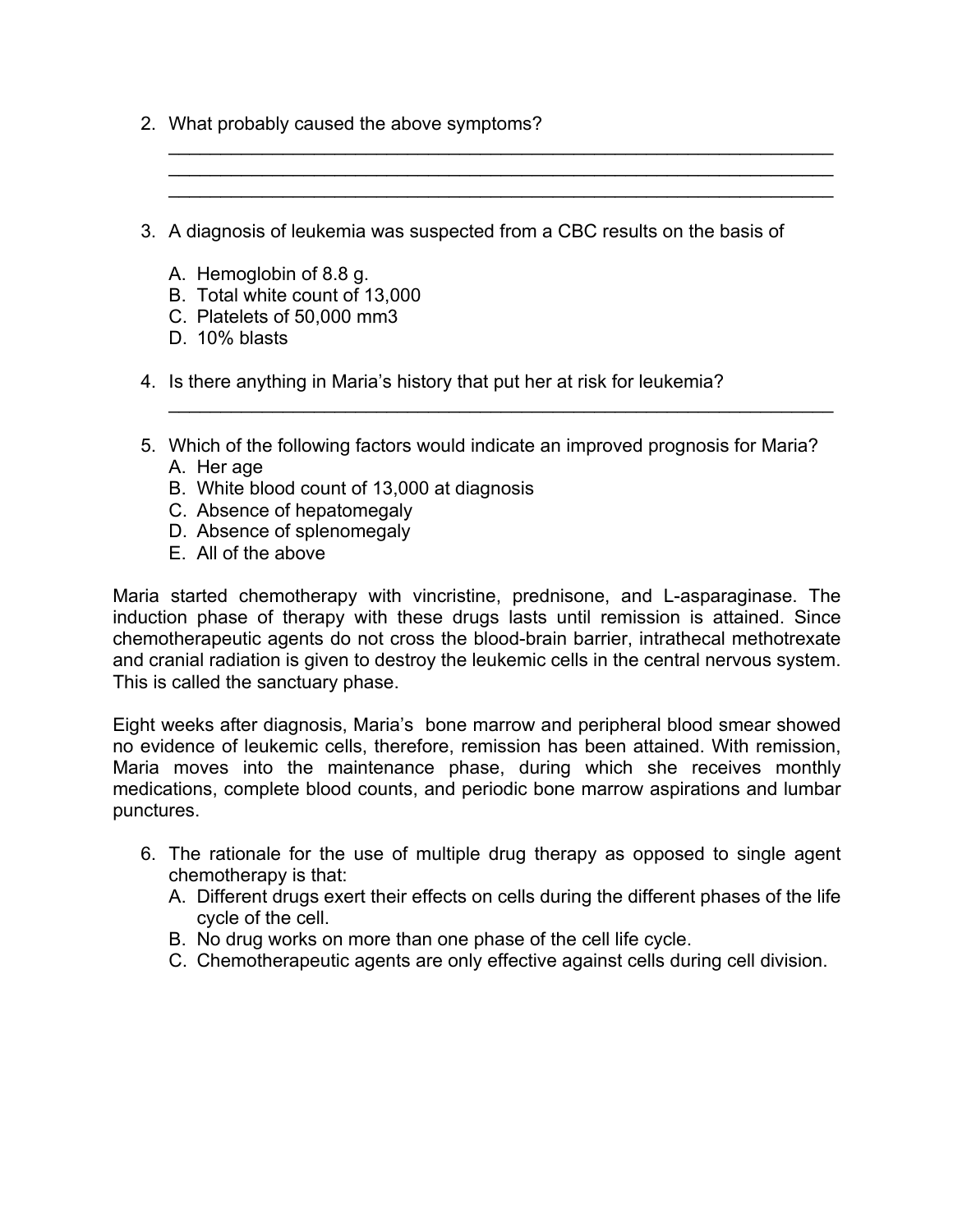2. What probably caused the above symptoms?

    ______________________________________________________________________
    ______________________________________________________________________
    ______________________________________________________________________

3. A diagnosis of leukemia was suspected from a CBC results on the basis of

    A. Hemoglobin of 8.8 g.
    B. Total white count of 13,000
    C. Platelets of 50,000 mm3
    D. 10% blasts

4. Is there anything in Maria's history that put her at risk for leukemia?

    ______________________________________________________________________

5. Which of the following factors would indicate an improved prognosis for Maria?
    A. Her age
    B. White blood count of 13,000 at diagnosis
    C. Absence of hepatomegaly
    D. Absence of splenomegaly
    E. All of the above

Maria started chemotherapy with vincristine, prednisone, and L-asparaginase. The induction phase of therapy with these drugs lasts until remission is attained. Since chemotherapeutic agents do not cross the blood-brain barrier, intrathecal methotrexate and cranial radiation is given to destroy the leukemic cells in the central nervous system. This is called the sanctuary phase.

Eight weeks after diagnosis, Maria's bone marrow and peripheral blood smear showed no evidence of leukemic cells, therefore, remission has been attained. With remission, Maria moves into the maintenance phase, during which she receives monthly medications, complete blood counts, and periodic bone marrow aspirations and lumbar punctures.

6. The rationale for the use of multiple drug therapy as opposed to single agent chemotherapy is that:
    A. Different drugs exert their effects on cells during the different phases of the life cycle of the cell.
    B. No drug works on more than one phase of the cell life cycle.
    C. Chemotherapeutic agents are only effective against cells during cell division.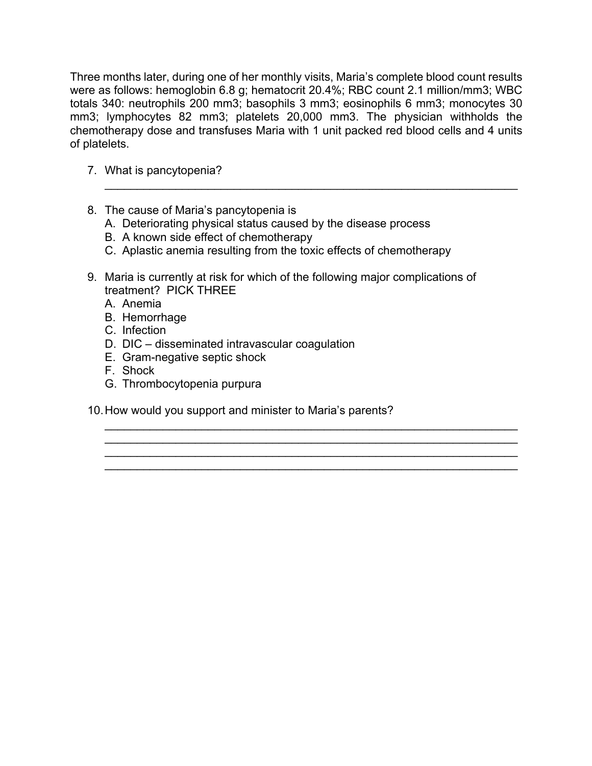Three months later, during one of her monthly visits, Maria's complete blood count results were as follows: hemoglobin 6.8 g; hematocrit 20.4%; RBC count 2.1 million/mm3; WBC totals 340: neutrophils 200 mm3; basophils 3 mm3; eosinophils 6 mm3; monocytes 30 mm3; lymphocytes 82 mm3; platelets 20,000 mm3. The physician withholds the chemotherapy dose and transfuses Maria with 1 unit packed red blood cells and 4 units of platelets.

7. What is pancytopenia?

 ______________________________________________________________________

8. The cause of Maria's pancytopenia is
   A. Deteriorating physical status caused by the disease process
   B. A known side effect of chemotherapy
   C. Aplastic anemia resulting from the toxic effects of chemotherapy

9. Maria is currently at risk for which of the following major complications of treatment? PICK THREE
   A. Anemia
   B. Hemorrhage
   C. Infection
   D. DIC – disseminated intravascular coagulation
   E. Gram-negative septic shock
   F. Shock
   G. Thrombocytopenia purpura

10. How would you support and minister to Maria's parents?

 ______________________________________________________________________
 ______________________________________________________________________
 ______________________________________________________________________
 ______________________________________________________________________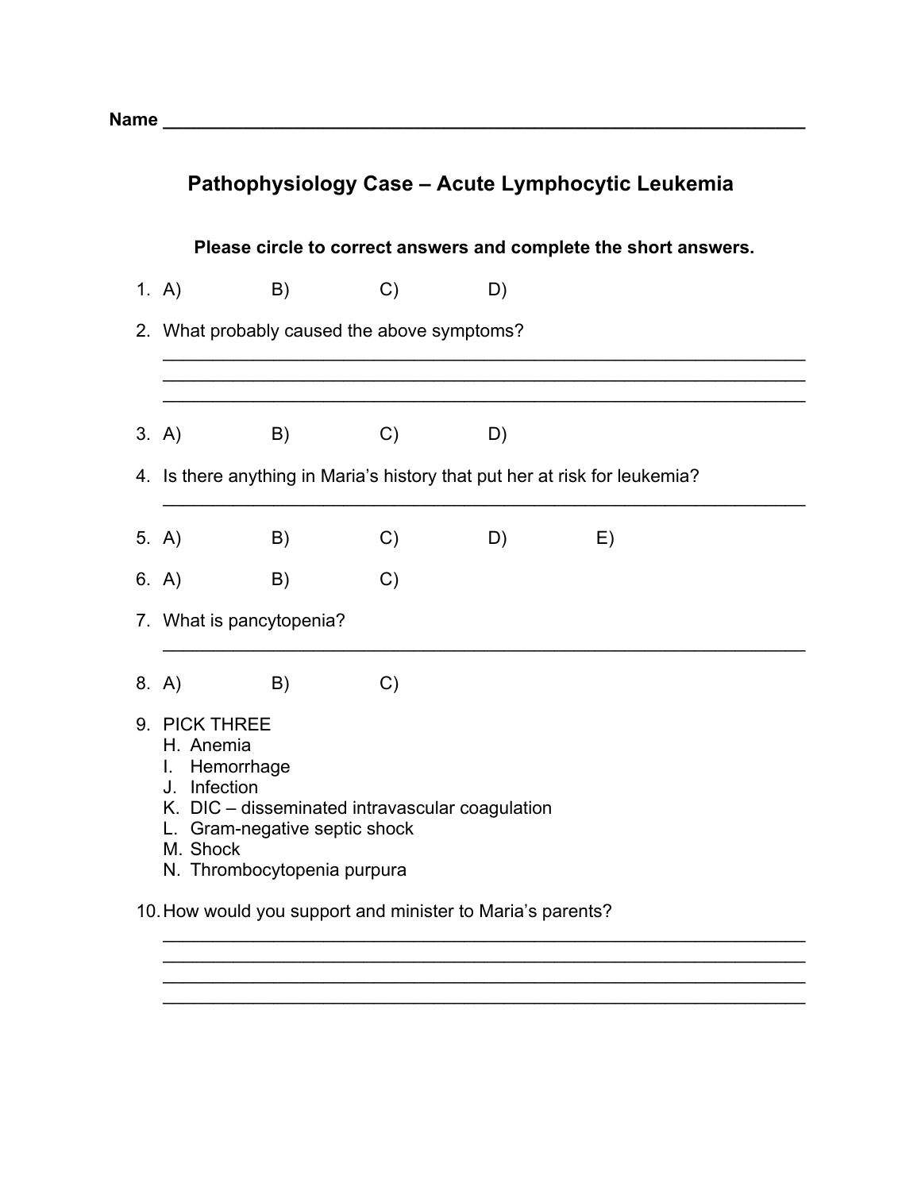Name ________________________________________________________________

## Pathophysiology Case – Acute Lymphocytic Leukemia

**Please circle to correct answers and complete the short answers.**

1. A) B) C) D)

2. What probably caused the above symptoms?
________________________________________________________________
________________________________________________________________
________________________________________________________________

3. A) B) C) D)

4. Is there anything in Maria's history that put her at risk for leukemia?
________________________________________________________________

5. A) B) C) D) E)

6. A) B) C)

7. What is pancytopenia?
________________________________________________________________

8. A) B) C)

9. PICK THREE
   - H. Anemia
   - I. Hemorrhage
   - J. Infection
   - K. DIC – disseminated intravascular coagulation
   - L. Gram-negative septic shock
   - M. Shock
   - N. Thrombocytopenia purpura

10. How would you support and minister to Maria's parents?
________________________________________________________________
________________________________________________________________
________________________________________________________________
________________________________________________________________